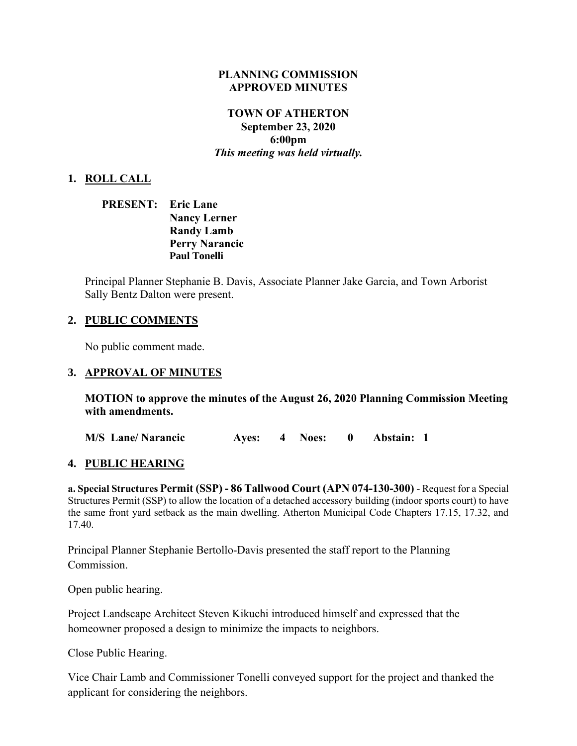**PLANNING COMMISSION**
**APPROVED MINUTES**

**TOWN OF ATHERTON**
**September 23, 2020**
**6:00pm**
***This meeting was held virtually.***

## 1. ROLL CALL

**PRESENT:** **Eric Lane**
**Nancy Lerner**
**Randy Lamb**
**Perry Narancic**
**Paul Tonelli**

Principal Planner Stephanie B. Davis, Associate Planner Jake Garcia, and Town Arborist Sally Bentz Dalton were present.

## 2. PUBLIC COMMENTS

No public comment made.

## 3. APPROVAL OF MINUTES

**MOTION to approve the minutes of the August 26, 2020 Planning Commission Meeting with amendments.**

**M/S Lane/ Narancic Ayes: 4 Noes: 0 Abstain: 1**

## 4. PUBLIC HEARING

**a. Special Structures Permit (SSP) - 86 Tallwood Court (APN 074-130-300)** - Request for a Special Structures Permit (SSP) to allow the location of a detached accessory building (indoor sports court) to have the same front yard setback as the main dwelling. Atherton Municipal Code Chapters 17.15, 17.32, and 17.40.

Principal Planner Stephanie Bertollo-Davis presented the staff report to the Planning Commission.

Open public hearing.

Project Landscape Architect Steven Kikuchi introduced himself and expressed that the homeowner proposed a design to minimize the impacts to neighbors.

Close Public Hearing.

Vice Chair Lamb and Commissioner Tonelli conveyed support for the project and thanked the applicant for considering the neighbors.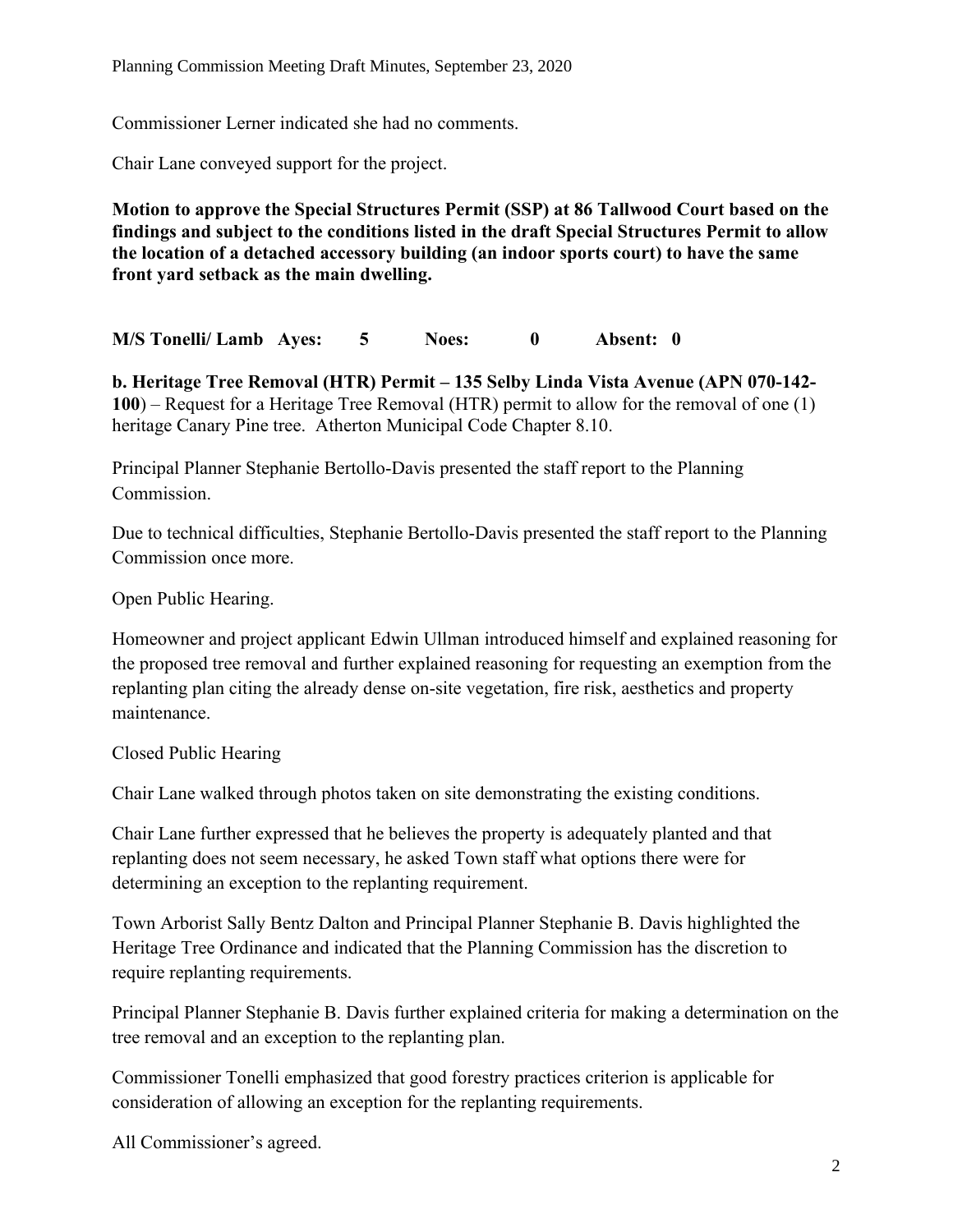Commissioner Lerner indicated she had no comments.

Chair Lane conveyed support for the project.

**Motion to approve the Special Structures Permit (SSP) at 86 Tallwood Court based on the findings and subject to the conditions listed in the draft Special Structures Permit to allow the location of a detached accessory building (an indoor sports court) to have the same front yard setback as the main dwelling.**

**M/S Tonelli/ Lamb Ayes: 5 Noes: 0 Absent: 0**

**b. Heritage Tree Removal (HTR) Permit – 135 Selby Linda Vista Avenue (APN 070-142-100**) – Request for a Heritage Tree Removal (HTR) permit to allow for the removal of one (1) heritage Canary Pine tree. Atherton Municipal Code Chapter 8.10.

Principal Planner Stephanie Bertollo-Davis presented the staff report to the Planning Commission.

Due to technical difficulties, Stephanie Bertollo-Davis presented the staff report to the Planning Commission once more.

Open Public Hearing.

Homeowner and project applicant Edwin Ullman introduced himself and explained reasoning for the proposed tree removal and further explained reasoning for requesting an exemption from the replanting plan citing the already dense on-site vegetation, fire risk, aesthetics and property maintenance.

Closed Public Hearing

Chair Lane walked through photos taken on site demonstrating the existing conditions.

Chair Lane further expressed that he believes the property is adequately planted and that replanting does not seem necessary, he asked Town staff what options there were for determining an exception to the replanting requirement.

Town Arborist Sally Bentz Dalton and Principal Planner Stephanie B. Davis highlighted the Heritage Tree Ordinance and indicated that the Planning Commission has the discretion to require replanting requirements.

Principal Planner Stephanie B. Davis further explained criteria for making a determination on the tree removal and an exception to the replanting plan.

Commissioner Tonelli emphasized that good forestry practices criterion is applicable for consideration of allowing an exception for the replanting requirements.

All Commissioner's agreed.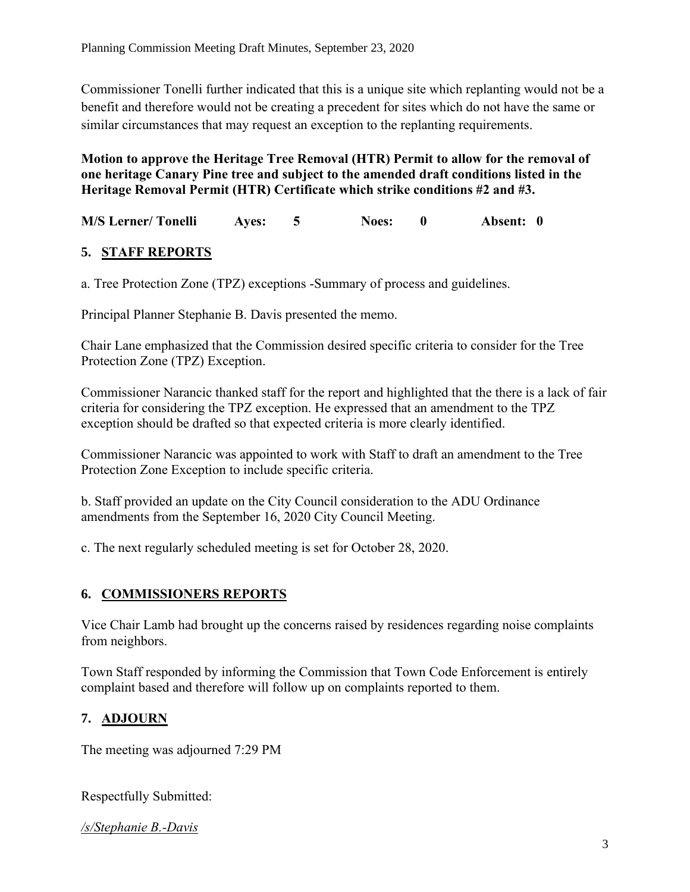Commissioner Tonelli further indicated that this is a unique site which replanting would not be a benefit and therefore would not be creating a precedent for sites which do not have the same or similar circumstances that may request an exception to the replanting requirements.

**Motion to approve the Heritage Tree Removal (HTR) Permit to allow for the removal of one heritage Canary Pine tree and subject to the amended draft conditions listed in the Heritage Removal Permit (HTR) Certificate which strike conditions #2 and #3.**

**M/S Lerner/ Tonelli Ayes: 5 Noes: 0 Absent: 0**

## 5. STAFF REPORTS

a. Tree Protection Zone (TPZ) exceptions -Summary of process and guidelines.

Principal Planner Stephanie B. Davis presented the memo.

Chair Lane emphasized that the Commission desired specific criteria to consider for the Tree Protection Zone (TPZ) Exception.

Commissioner Narancic thanked staff for the report and highlighted that the there is a lack of fair criteria for considering the TPZ exception. He expressed that an amendment to the TPZ exception should be drafted so that expected criteria is more clearly identified.

Commissioner Narancic was appointed to work with Staff to draft an amendment to the Tree Protection Zone Exception to include specific criteria.

b. Staff provided an update on the City Council consideration to the ADU Ordinance amendments from the September 16, 2020 City Council Meeting.

c. The next regularly scheduled meeting is set for October 28, 2020.

## 6. COMMISSIONERS REPORTS

Vice Chair Lamb had brought up the concerns raised by residences regarding noise complaints from neighbors.

Town Staff responded by informing the Commission that Town Code Enforcement is entirely complaint based and therefore will follow up on complaints reported to them.

## 7. ADJOURN

The meeting was adjourned 7:29 PM

Respectfully Submitted:

*/s/Stephanie B.-Davis*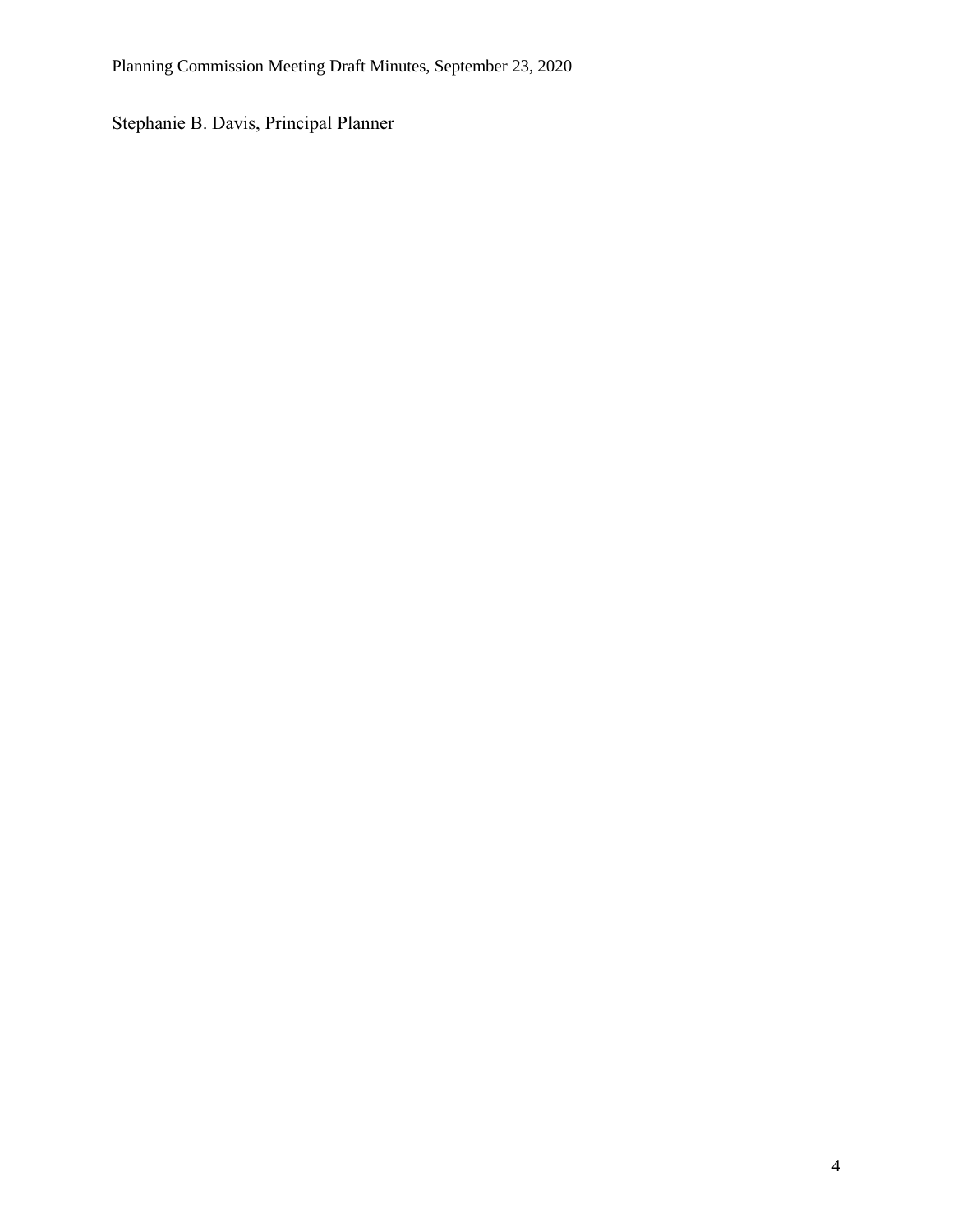Stephanie B. Davis, Principal Planner